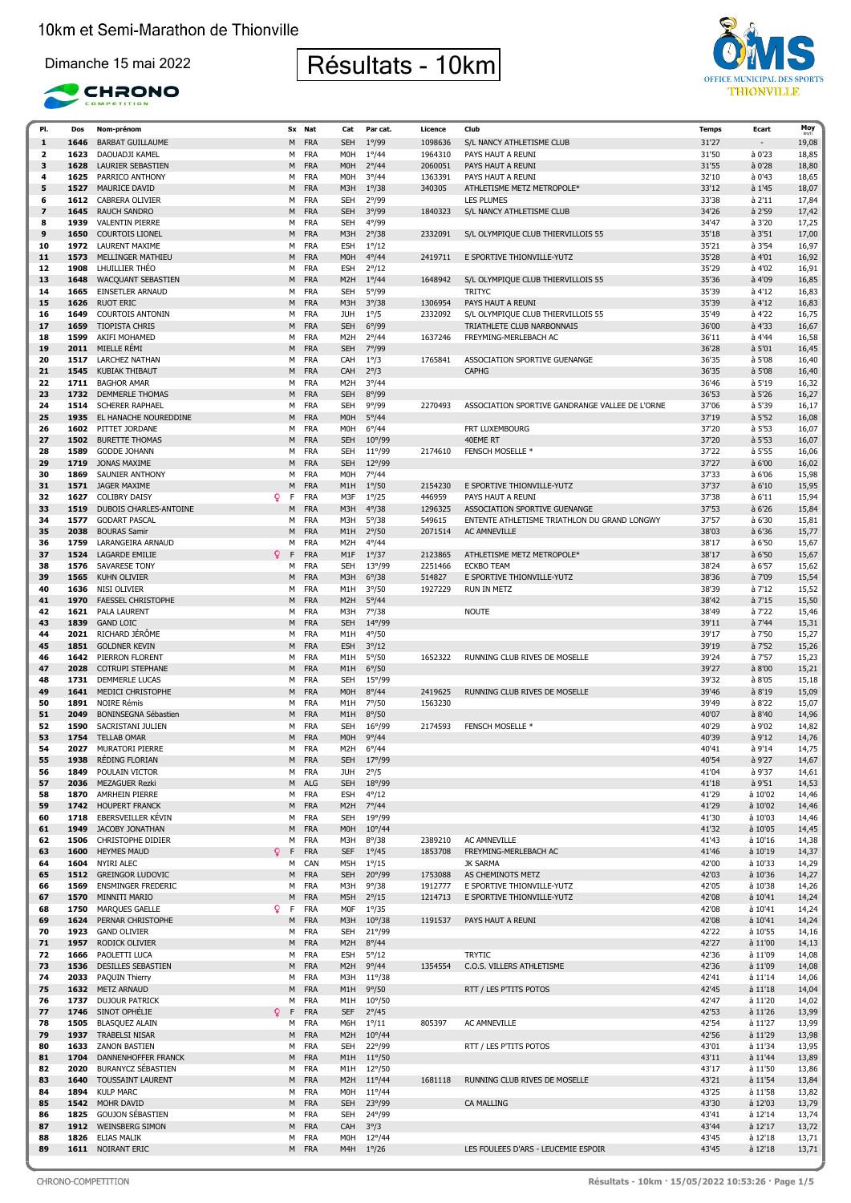# 10km et Semi-Marathon de Thionville

Dimanche 15 mai 2022

# Résultats - 10km

| Pl. | Dos | Nom-prénom | Sx | Nat | Cat | Par cat. | Licence | Club | Temps | Ecart | Moy |
|---|---|---|---|---|---|---|---|---|---|---|---|
| 1 | 1646 | BARBAT GUILLAUME | M | FRA | SEH | 1°/99 | 1098636 | S/L NANCY ATHLETISME CLUB | 31'27 | - | 19,08 |
| 2 | 1623 | DAOUADJI KAMEL | M | FRA | M0H | 1°/44 | 1964310 | PAYS HAUT A REUNI | 31'50 | à 0'23 | 18,85 |
| 3 | 1628 | LAURIER SEBASTIEN | M | FRA | M0H | 2°/44 | 2060051 | PAYS HAUT A REUNI | 31'55 | à 0'28 | 18,80 |
| 4 | 1625 | PARRICO ANTHONY | M | FRA | M0H | 3°/44 | 1363391 | PAYS HAUT A REUNI | 32'10 | à 0'43 | 18,65 |
| 5 | 1527 | MAURICE DAVID | M | FRA | M3H | 1°/38 | 340305 | ATHLETISME METZ METROPOLE* | 33'12 | à 1'45 | 18,07 |
| 6 | 1612 | CABRERA OLIVIER | M | FRA | SEH | 2°/99 | | LES PLUMES | 33'38 | à 2'11 | 17,84 |
| 7 | 1645 | RAUCH SANDRO | M | FRA | SEH | 3°/99 | 1840323 | S/L NANCY ATHLETISME CLUB | 34'26 | à 2'59 | 17,42 |
| 8 | 1939 | VALENTIN PIERRE | M | FRA | SEH | 4°/99 | | | 34'47 | à 3'20 | 17,25 |
| 9 | 1650 | COURTOIS LIONEL | M | FRA | M3H | 2°/38 | 2332091 | S/L OLYMPIQUE CLUB THIERVILLOIS 55 | 35'18 | à 3'51 | 17,00 |
| 10 | 1972 | LAURENT MAXIME | M | FRA | ESH | 1°/12 | | | 35'21 | à 3'54 | 16,97 |
| 11 | 1573 | MELLINGER MATHIEU | M | FRA | M0H | 4°/44 | 2419711 | E SPORTIVE THIONVILLE-YUTZ | 35'28 | à 4'01 | 16,92 |
| 12 | 1908 | LHUILLIER THÉO | M | FRA | ESH | 2°/12 | | | 35'29 | à 4'02 | 16,91 |
| 13 | 1648 | WACQUANT SEBASTIEN | M | FRA | M2H | 1°/44 | 1648942 | S/L OLYMPIQUE CLUB THIERVILLOIS 55 | 35'36 | à 4'09 | 16,85 |
| 14 | 1665 | EINSETLER ARNAUD | M | FRA | SEH | 5°/99 | | TRITYC | 35'39 | à 4'12 | 16,83 |
| 15 | 1626 | RUOT ERIC | M | FRA | M3H | 3°/38 | 1306954 | PAYS HAUT A REUNI | 35'39 | à 4'12 | 16,83 |
| 16 | 1649 | COURTOIS ANTONIN | M | FRA | JUH | 1°/5 | 2332092 | S/L OLYMPIQUE CLUB THIERVILLOIS 55 | 35'49 | à 4'22 | 16,75 |
| 17 | 1659 | TIOPISTA CHRIS | M | FRA | SEH | 6°/99 | | TRIATHLETE CLUB NARBONNAIS | 36'00 | à 4'33 | 16,67 |
| 18 | 1599 | AKIFI MOHAMED | M | FRA | M2H | 2°/44 | 1637246 | FREYMING-MERLEBACH AC | 36'11 | à 4'44 | 16,58 |
| 19 | 2011 | MIELLE RÉMI | M | FRA | SEH | 7°/99 | | | 36'28 | à 5'01 | 16,45 |
| 20 | 1517 | LARCHEZ NATHAN | M | FRA | CAH | 1°/3 | 1765841 | ASSOCIATION SPORTIVE GUENANGE | 36'35 | à 5'08 | 16,40 |
| 21 | 1545 | KUBIAK THIBAUT | M | FRA | CAH | 2°/3 | | CAPHG | 36'35 | à 5'08 | 16,40 |
| 22 | 1711 | BAGHOR AMAR | M | FRA | M2H | 3°/44 | | | 36'46 | à 5'19 | 16,32 |
| 23 | 1732 | DEMMERLE THOMAS | M | FRA | SEH | 8°/99 | | | 36'53 | à 5'26 | 16,27 |
| 24 | 1514 | SCHERER RAPHAEL | M | FRA | SEH | 9°/99 | 2270493 | ASSOCIATION SPORTIVE GANDRANGE VALLEE DE L'ORNE | 37'06 | à 5'39 | 16,17 |
| 25 | 1935 | EL HANACHE NOUREDDINE | M | FRA | M0H | 5°/44 | | | 37'19 | à 5'52 | 16,08 |
| 26 | 1602 | PITTET JORDANE | M | FRA | M0H | 6°/44 | | FRT LUXEMBOURG | 37'20 | à 5'53 | 16,07 |
| 27 | 1502 | BURETTE THOMAS | M | FRA | SEH | 10°/99 | | 40EME RT | 37'20 | à 5'53 | 16,07 |
| 28 | 1589 | GODDE JOHANN | M | FRA | SEH | 11°/99 | 2174610 | FENSCH MOSELLE * | 37'22 | à 5'55 | 16,06 |
| 29 | 1719 | JONAS MAXIME | M | FRA | SEH | 12°/99 | | | 37'27 | à 6'00 | 16,02 |
| 30 | 1869 | SAUNIER ANTHONY | M | FRA | M0H | 7°/44 | | | 37'33 | à 6'06 | 15,98 |
| 31 | 1571 | JAGER MAXIME | M | FRA | M1H | 1°/50 | 2154230 | E SPORTIVE THIONVILLE-YUTZ | 37'37 | à 6'10 | 15,95 |
| 32 | 1627 | COLIBRY DAISY | F | FRA | M3F | 1°/25 | 446959 | PAYS HAUT A REUNI | 37'38 | à 6'11 | 15,94 |
| 33 | 1519 | DUBOIS CHARLES-ANTOINE | M | FRA | M3H | 4°/38 | 1296325 | ASSOCIATION SPORTIVE GUENANGE | 37'53 | à 6'26 | 15,84 |
| 34 | 1577 | GODART PASCAL | M | FRA | M3H | 5°/38 | 549615 | ENTENTE ATHLETISME TRIATHLON DU GRAND LONGWY | 37'57 | à 6'30 | 15,81 |
| 35 | 2038 | BOURAS Samir | M | FRA | M1H | 2°/50 | 2071514 | AC AMNEVILLE | 38'03 | à 6'36 | 15,77 |
| 36 | 1759 | LARANGEIRA ARNAUD | M | FRA | M2H | 4°/44 | | | 38'17 | à 6'50 | 15,67 |
| 37 | 1524 | LAGARDE EMILIE | F | FRA | M1F | 1°/37 | 2123865 | ATHLETISME METZ METROPOLE* | 38'17 | à 6'50 | 15,67 |
| 38 | 1576 | SAVARESE TONY | M | FRA | SEH | 13°/99 | 2251466 | ECKBO TEAM | 38'24 | à 6'57 | 15,62 |
| 39 | 1565 | KUHN OLIVIER | M | FRA | M3H | 6°/38 | 514827 | E SPORTIVE THIONVILLE-YUTZ | 38'36 | à 7'09 | 15,54 |
| 40 | 1636 | NISI OLIVIER | M | FRA | M1H | 3°/50 | 1927229 | RUN IN METZ | 38'39 | à 7'12 | 15,52 |
| 41 | 1970 | FAESSEL CHRISTOPHE | M | FRA | M2H | 5°/44 | | | 38'42 | à 7'15 | 15,50 |
| 42 | 1621 | PALA LAURENT | M | FRA | M3H | 7°/38 | | NOUTE | 38'49 | à 7'22 | 15,46 |
| 43 | 1839 | GAND LOIC | M | FRA | SEH | 14°/99 | | | 39'11 | à 7'44 | 15,31 |
| 44 | 2021 | RICHARD JÉRÔME | M | FRA | M1H | 4°/50 | | | 39'17 | à 7'50 | 15,27 |
| 45 | 1851 | GOLDNER KEVIN | M | FRA | ESH | 3°/12 | | | 39'19 | à 7'52 | 15,26 |
| 46 | 1642 | PIERRON FLORENT | M | FRA | M1H | 5°/50 | 1652322 | RUNNING CLUB RIVES DE MOSELLE | 39'24 | à 7'57 | 15,23 |
| 47 | 2028 | COTRUPI STEPHANE | M | FRA | M1H | 6°/50 | | | 39'27 | à 8'00 | 15,21 |
| 48 | 1731 | DEMMERLE LUCAS | M | FRA | SEH | 15°/99 | | | 39'32 | à 8'05 | 15,18 |
| 49 | 1641 | MEDICI CHRISTOPHE | M | FRA | M0H | 8°/44 | 2419625 | RUNNING CLUB RIVES DE MOSELLE | 39'46 | à 8'19 | 15,09 |
| 50 | 1891 | NOIRE Rémis | M | FRA | M1H | 7°/50 | 1563230 | | 39'49 | à 8'22 | 15,07 |
| 51 | 2049 | BONINSEGNA Sébastien | M | FRA | M1H | 8°/50 | | | 40'07 | à 8'40 | 14,96 |
| 52 | 1590 | SACRISTANI JULIEN | M | FRA | SEH | 16°/99 | 2174593 | FENSCH MOSELLE * | 40'29 | à 9'02 | 14,82 |
| 53 | 1754 | TELLAB OMAR | M | FRA | M0H | 9°/44 | | | 40'39 | à 9'12 | 14,76 |
| 54 | 2027 | MURATORI PIERRE | M | FRA | M2H | 6°/44 | | | 40'41 | à 9'14 | 14,75 |
| 55 | 1938 | RÉDING FLORIAN | M | FRA | SEH | 17°/99 | | | 40'54 | à 9'27 | 14,67 |
| 56 | 1849 | POULAIN VICTOR | M | FRA | JUH | 2°/5 | | | 41'04 | à 9'37 | 14,61 |
| 57 | 2036 | MEZAGUER Rezki | M | ALG | SEH | 18°/99 | | | 41'18 | à 9'51 | 14,53 |
| 58 | 1870 | AMRHEIN PIERRE | M | FRA | ESH | 4°/12 | | | 41'29 | à 10'02 | 14,46 |
| 59 | 1742 | HOUPERT FRANCK | M | FRA | M2H | 7°/44 | | | 41'29 | à 10'02 | 14,46 |
| 60 | 1718 | EBERSVEILLER KÉVIN | M | FRA | SEH | 19°/99 | | | 41'30 | à 10'03 | 14,46 |
| 61 | 1949 | JACOBY JONATHAN | M | FRA | M0H | 10°/44 | | | 41'32 | à 10'05 | 14,45 |
| 62 | 1506 | CHRISTOPHE DIDIER | M | FRA | M3H | 8°/38 | 2389210 | AC AMNEVILLE | 41'43 | à 10'16 | 14,38 |
| 63 | 1600 | HEYMES MAUD | F | FRA | SEF | 1°/45 | 1853708 | FREYMING-MERLEBACH AC | 41'46 | à 10'19 | 14,37 |
| 64 | 1604 | NYIRI ALEC | M | CAN | M5H | 1°/15 | | JK SARMA | 42'00 | à 10'33 | 14,29 |
| 65 | 1512 | GREINGOR LUDOVIC | M | FRA | SEH | 20°/99 | 1753088 | AS CHEMINOTS METZ | 42'03 | à 10'36 | 14,27 |
| 66 | 1569 | ENSMINGER FREDERIC | M | FRA | M3H | 9°/38 | 1912777 | E SPORTIVE THIONVILLE-YUTZ | 42'05 | à 10'38 | 14,26 |
| 67 | 1570 | MINNITI MARIO | M | FRA | M5H | 2°/15 | 1214713 | E SPORTIVE THIONVILLE-YUTZ | 42'08 | à 10'41 | 14,24 |
| 68 | 1750 | MARQUES GAELLE | F | FRA | M0F | 1°/35 | | | 42'08 | à 10'41 | 14,24 |
| 69 | 1624 | PERNAR CHRISTOPHE | M | FRA | M3H | 10°/38 | 1191537 | PAYS HAUT A REUNI | 42'08 | à 10'41 | 14,24 |
| 70 | 1923 | GAND OLIVIER | M | FRA | SEH | 21°/99 | | | 42'22 | à 10'55 | 14,16 |
| 71 | 1957 | RODICK OLIVIER | M | FRA | M2H | 8°/44 | | | 42'27 | à 11'00 | 14,13 |
| 72 | 1666 | PAOLETTI LUCA | M | FRA | ESH | 5°/12 | | TRYTIC | 42'36 | à 11'09 | 14,08 |
| 73 | 1536 | DESILLES SEBASTIEN | M | FRA | M2H | 9°/44 | 1354554 | C.O.S. VILLERS ATHLETISME | 42'36 | à 11'09 | 14,08 |
| 74 | 2033 | PAQUIN Thierry | M | FRA | M3H | 11°/38 | | | 42'41 | à 11'14 | 14,06 |
| 75 | 1632 | METZ ARNAUD | M | FRA | M1H | 9°/50 | | RTT / LES P'TITS POTOS | 42'45 | à 11'18 | 14,04 |
| 76 | 1737 | DUJOUR PATRICK | M | FRA | M1H | 10°/50 | | | 42'47 | à 11'20 | 14,02 |
| 77 | 1746 | SINOT OPHÉLIE | F | FRA | SEF | 2°/45 | | | 42'53 | à 11'26 | 13,99 |
| 78 | 1505 | BLASQUEZ ALAIN | M | FRA | M6H | 1°/11 | 805397 | AC AMNEVILLE | 42'54 | à 11'27 | 13,99 |
| 79 | 1937 | TRABELSI NISAR | M | FRA | M2H | 10°/44 | | | 42'56 | à 11'29 | 13,98 |
| 80 | 1633 | ZANON BASTIEN | M | FRA | SEH | 22°/99 | | RTT / LES P'TITS POTOS | 43'01 | à 11'34 | 13,95 |
| 81 | 1704 | DANNENHOFFER FRANCK | M | FRA | M1H | 11°/50 | | | 43'11 | à 11'44 | 13,89 |
| 82 | 2020 | BURANYCZ SÉBASTIEN | M | FRA | M1H | 12°/50 | | | 43'17 | à 11'50 | 13,86 |
| 83 | 1640 | TOUSSAINT LAURENT | M | FRA | M2H | 11°/44 | 1681118 | RUNNING CLUB RIVES DE MOSELLE | 43'21 | à 11'54 | 13,84 |
| 84 | 1894 | KULP MARC | M | FRA | M0H | 11°/44 | | | 43'25 | à 11'58 | 13,82 |
| 85 | 1542 | MOHR DAVID | M | FRA | SEH | 23°/99 | | CA MALLING | 43'30 | à 12'03 | 13,79 |
| 86 | 1825 | GOUJON SÉBASTIEN | M | FRA | SEH | 24°/99 | | | 43'41 | à 12'14 | 13,74 |
| 87 | 1912 | WEINSBERG SIMON | M | FRA | CAH | 3°/3 | | | 43'44 | à 12'17 | 13,72 |
| 88 | 1826 | ELIAS MALIK | M | FRA | M0H | 12°/44 | | | 43'45 | à 12'18 | 13,71 |
| 89 | 1611 | NOIRANT ERIC | M | FRA | M4H | 1°/26 | | LES FOULEES D'ARS - LEUCEMIE ESPOIR | 43'45 | à 12'18 | 13,71 |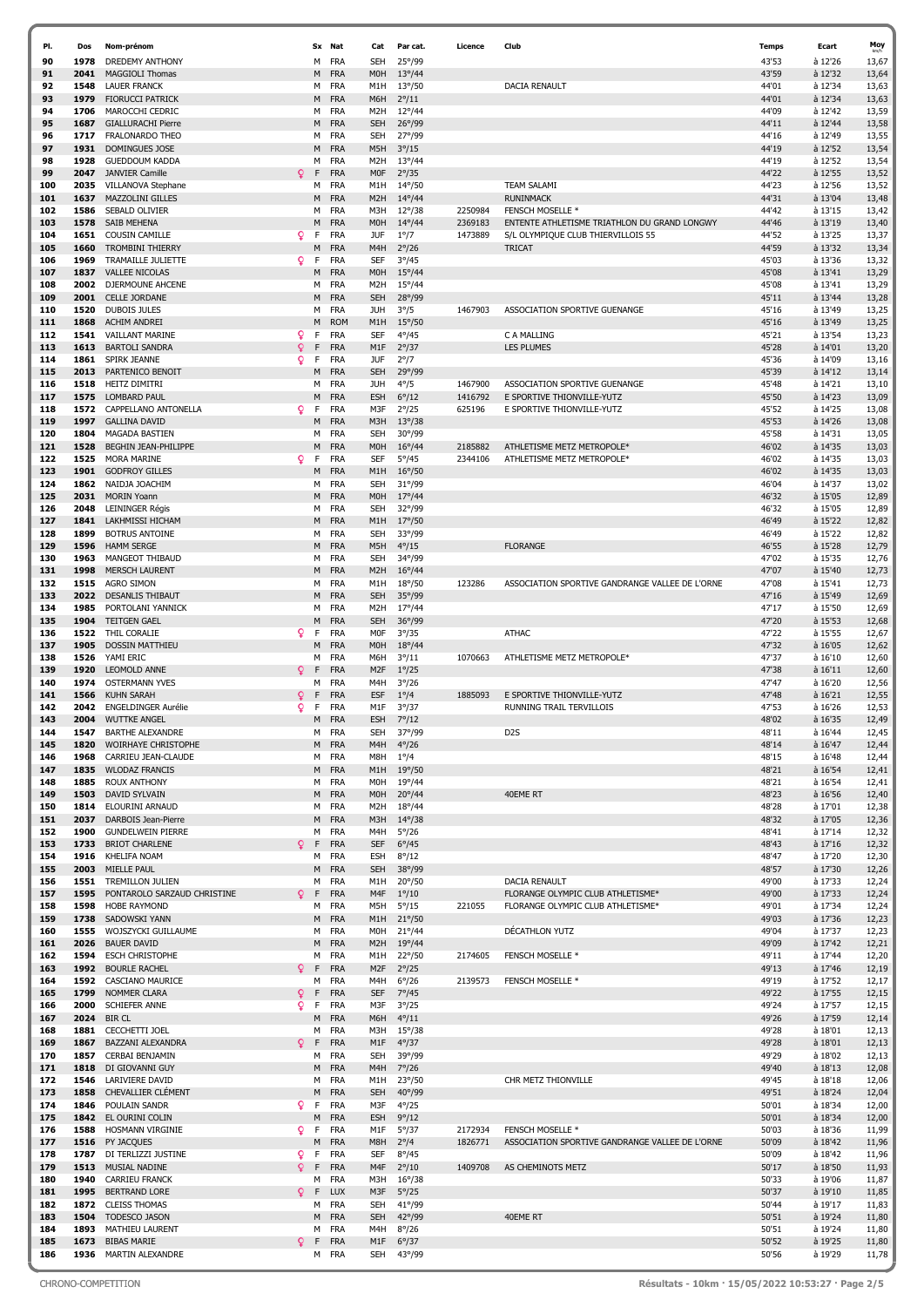| Pl. | Dos | Nom-prénom | | Sx | Nat | Cat | Par cat. | Licence | Club | Temps | Ecart | Moy km/h |
|---|---|---|---|---|---|---|---|---|---|---|---|---|
| 90 | 1978 | DREDEMY ANTHONY | | M | FRA | SEH | 25°/99 | | | 43'53 | à 12'26 | 13,67 |
| 91 | 2041 | MAGGIOLI Thomas | | M | FRA | M0H | 13°/44 | | | 43'59 | à 12'32 | 13,64 |
| 92 | 1548 | LAUER FRANCK | | M | FRA | M1H | 13°/50 | | DACIA RENAULT | 44'01 | à 12'34 | 13,63 |
| 93 | 1979 | FIORUCCI PATRICK | | M | FRA | M6H | 2°/11 | | | 44'01 | à 12'34 | 13,63 |
| 94 | 1706 | MAROCCHI CEDRIC | | M | FRA | M2H | 12°/44 | | | 44'09 | à 12'42 | 13,59 |
| 95 | 1687 | GIALLURACHI Pierre | | M | FRA | SEH | 26°/99 | | | 44'11 | à 12'44 | 13,58 |
| 96 | 1717 | FRALONARDO THEO | | M | FRA | SEH | 27°/99 | | | 44'16 | à 12'49 | 13,55 |
| 97 | 1931 | DOMINGUES JOSE | | M | FRA | M5H | 3°/15 | | | 44'19 | à 12'52 | 13,54 |
| 98 | 1928 | GUEDDOUM KADDA | | M | FRA | M2H | 13°/44 | | | 44'19 | à 12'52 | 13,54 |
| 99 | 2047 | JANVIER Camille | ♀ | F | FRA | M0F | 2°/35 | | | 44'22 | à 12'55 | 13,52 |
| 100 | 2035 | VILLANOVA Stephane | | M | FRA | M1H | 14°/50 | | TEAM SALAMI | 44'23 | à 12'56 | 13,52 |
| 101 | 1637 | MAZZOLINI GILLES | | M | FRA | M2H | 14°/44 | | RUNINMACK | 44'31 | à 13'04 | 13,48 |
| 102 | 1586 | SEBALD OLIVIER | | M | FRA | M3H | 12°/38 | 2250984 | FENSCH MOSELLE * | 44'42 | à 13'15 | 13,42 |
| 103 | 1578 | SAIB MEHENA | | M | FRA | M0H | 14°/44 | 2369183 | ENTENTE ATHLETISME TRIATHLON DU GRAND LONGWY | 44'46 | à 13'19 | 13,40 |
| 104 | 1651 | COUSIN CAMILLE | ♀ | F | FRA | JUF | 1°/7 | 1473889 | S/L OLYMPIQUE CLUB THIERVILLOIS 55 | 44'52 | à 13'25 | 13,37 |
| 105 | 1660 | TROMBINI THIERRY | | M | FRA | M4H | 2°/26 | | TRICAT | 44'59 | à 13'32 | 13,34 |
| 106 | 1969 | TRAMAILLE JULIETTE | ♀ | F | FRA | SEF | 3°/45 | | | 45'03 | à 13'36 | 13,32 |
| 107 | 1837 | VALLEE NICOLAS | | M | FRA | M0H | 15°/44 | | | 45'08 | à 13'41 | 13,29 |
| 108 | 2002 | DJERMOUNE AHCENE | | M | FRA | M2H | 15°/44 | | | 45'08 | à 13'41 | 13,29 |
| 109 | 2001 | CELLE JORDANE | | M | FRA | SEH | 28°/99 | | | 45'11 | à 13'44 | 13,28 |
| 110 | 1520 | DUBOIS JULES | | M | FRA | JUH | 3°/5 | 1467903 | ASSOCIATION SPORTIVE GUENANGE | 45'16 | à 13'49 | 13,25 |
| 111 | 1868 | ACHIM ANDREI | | M | ROM | M1H | 15°/50 | | | 45'16 | à 13'49 | 13,25 |
| 112 | 1541 | VAILLANT MARINE | ♀ | F | FRA | SEF | 4°/45 | | C A MALLING | 45'21 | à 13'54 | 13,23 |
| 113 | 1613 | BARTOLI SANDRA | ♀ | F | FRA | M1F | 2°/37 | | LES PLUMES | 45'28 | à 14'01 | 13,20 |
| 114 | 1861 | SPIRK JEANNE | ♀ | F | FRA | JUF | 2°/7 | | | 45'36 | à 14'09 | 13,16 |
| 115 | 2013 | PARTENICO BENOIT | | M | FRA | SEH | 29°/99 | | | 45'39 | à 14'12 | 13,14 |
| 116 | 1518 | HEITZ DIMITRI | | M | FRA | JUH | 4°/5 | 1467900 | ASSOCIATION SPORTIVE GUENANGE | 45'48 | à 14'21 | 13,10 |
| 117 | 1575 | LOMBARD PAUL | | M | FRA | ESH | 6°/12 | 1416792 | E SPORTIVE THIONVILLE-YUTZ | 45'50 | à 14'23 | 13,09 |
| 118 | 1572 | CAPPELLANO ANTONELLA | ♀ | F | FRA | M3F | 2°/25 | 625196 | E SPORTIVE THIONVILLE-YUTZ | 45'52 | à 14'25 | 13,08 |
| 119 | 1997 | GALLINA DAVID | | M | FRA | M3H | 13°/38 | | | 45'53 | à 14'26 | 13,08 |
| 120 | 1804 | MAGADA BASTIEN | | M | FRA | SEH | 30°/99 | | | 45'58 | à 14'31 | 13,05 |
| 121 | 1528 | BEGHIN JEAN-PHILIPPE | | M | FRA | M0H | 16°/44 | 2185882 | ATHLETISME METZ METROPOLE* | 46'02 | à 14'35 | 13,03 |
| 122 | 1525 | MORA MARINE | ♀ | F | FRA | SEF | 5°/45 | 2344106 | ATHLETISME METZ METROPOLE* | 46'02 | à 14'35 | 13,03 |
| 123 | 1901 | GODFROY GILLES | | M | FRA | M1H | 16°/50 | | | 46'02 | à 14'35 | 13,03 |
| 124 | 1862 | NAIDJA JOACHIM | | M | FRA | SEH | 31°/99 | | | 46'04 | à 14'37 | 13,02 |
| 125 | 2031 | MORIN Yoann | | M | FRA | M0H | 17°/44 | | | 46'32 | à 15'05 | 12,89 |
| 126 | 2048 | LEININGER Régis | | M | FRA | SEH | 32°/99 | | | 46'32 | à 15'05 | 12,89 |
| 127 | 1841 | LAKHMISSI HICHAM | | M | FRA | M1H | 17°/50 | | | 46'49 | à 15'22 | 12,82 |
| 128 | 1899 | BOTRUS ANTOINE | | M | FRA | SEH | 33°/99 | | | 46'49 | à 15'22 | 12,82 |
| 129 | 1596 | HAMM SERGE | | M | FRA | M5H | 4°/15 | | FLORANGE | 46'55 | à 15'28 | 12,79 |
| 130 | 1963 | MANGEOT THIBAUD | | M | FRA | SEH | 34°/99 | | | 47'02 | à 15'35 | 12,76 |
| 131 | 1998 | MERSCH LAURENT | | M | FRA | M2H | 16°/44 | | | 47'07 | à 15'40 | 12,73 |
| 132 | 1515 | AGRO SIMON | | M | FRA | M1H | 18°/50 | 123286 | ASSOCIATION SPORTIVE GANDRANGE VALLEE DE L'ORNE | 47'08 | à 15'41 | 12,73 |
| 133 | 2022 | DESANLIS THIBAUT | | M | FRA | SEH | 35°/99 | | | 47'16 | à 15'49 | 12,69 |
| 134 | 1985 | PORTOLANI YANNICK | | M | FRA | M2H | 17°/44 | | | 47'17 | à 15'50 | 12,69 |
| 135 | 1904 | TEITGEN GAEL | | M | FRA | SEH | 36°/99 | | | 47'20 | à 15'53 | 12,68 |
| 136 | 1522 | THIL CORALIE | ♀ | F | FRA | M0F | 3°/35 | | ATHAC | 47'22 | à 15'55 | 12,67 |
| 137 | 1905 | DOSSIN MATTHIEU | | M | FRA | M0H | 18°/44 | | | 47'32 | à 16'05 | 12,62 |
| 138 | 1526 | YAMI ERIC | | M | FRA | M6H | 3°/11 | 1070663 | ATHLETISME METZ METROPOLE* | 47'37 | à 16'10 | 12,60 |
| 139 | 1920 | LEOMOLD ANNE | ♀ | F | FRA | M2F | 1°/25 | | | 47'38 | à 16'11 | 12,60 |
| 140 | 1974 | OSTERMANN YVES | | M | FRA | M4H | 3°/26 | | | 47'47 | à 16'20 | 12,56 |
| 141 | 1566 | KUHN SARAH | ♀ | F | FRA | ESF | 1°/4 | 1885093 | E SPORTIVE THIONVILLE-YUTZ | 47'48 | à 16'21 | 12,55 |
| 142 | 2042 | ENGELDINGER Aurélie | ♀ | F | FRA | M1F | 3°/37 | | RUNNING TRAIL TERVILLOIS | 47'53 | à 16'26 | 12,53 |
| 143 | 2004 | WUTTKE ANGEL | | M | FRA | ESH | 7°/12 | | | 48'02 | à 16'35 | 12,49 |
| 144 | 1547 | BARTHE ALEXANDRE | | M | FRA | SEH | 37°/99 | | D2S | 48'11 | à 16'44 | 12,45 |
| 145 | 1820 | WOIRHAYE CHRISTOPHE | | M | FRA | M4H | 4°/26 | | | 48'14 | à 16'47 | 12,44 |
| 146 | 1968 | CARRIEU JEAN-CLAUDE | | M | FRA | M8H | 1°/4 | | | 48'15 | à 16'48 | 12,44 |
| 147 | 1835 | WLODAZ FRANCIS | | M | FRA | M1H | 19°/50 | | | 48'21 | à 16'54 | 12,41 |
| 148 | 1885 | ROUX ANTHONY | | M | FRA | M0H | 19°/44 | | | 48'21 | à 16'54 | 12,41 |
| 149 | 1503 | DAVID SYLVAIN | | M | FRA | M0H | 20°/44 | | 40EME RT | 48'23 | à 16'56 | 12,40 |
| 150 | 1814 | ELOURINI ARNAUD | | M | FRA | M2H | 18°/44 | | | 48'28 | à 17'01 | 12,38 |
| 151 | 2037 | DARBOIS Jean-Pierre | | M | FRA | M3H | 14°/38 | | | 48'32 | à 17'05 | 12,36 |
| 152 | 1900 | GUNDELWEIN PIERRE | | M | FRA | M4H | 5°/26 | | | 48'41 | à 17'14 | 12,32 |
| 153 | 1733 | BRIOT CHARLENE | ♀ | F | FRA | SEF | 6°/45 | | | 48'43 | à 17'16 | 12,32 |
| 154 | 1916 | KHELIFA NOAM | | M | FRA | ESH | 8°/12 | | | 48'47 | à 17'20 | 12,30 |
| 155 | 2003 | MIELLE PAUL | | M | FRA | SEH | 38°/99 | | | 48'57 | à 17'30 | 12,26 |
| 156 | 1551 | TREMILLON JULIEN | | M | FRA | M1H | 20°/50 | | DACIA RENAULT | 49'00 | à 17'33 | 12,24 |
| 157 | 1595 | PONTAROLO SARZAUD CHRISTINE | ♀ | F | FRA | M4F | 1°/10 | | FLORANGE OLYMPIC CLUB ATHLETISME* | 49'00 | à 17'33 | 12,24 |
| 158 | 1598 | HOBE RAYMOND | | M | FRA | M5H | 5°/15 | 221055 | FLORANGE OLYMPIC CLUB ATHLETISME* | 49'01 | à 17'34 | 12,24 |
| 159 | 1738 | SADOWSKI YANN | | M | FRA | M1H | 21°/50 | | | 49'03 | à 17'36 | 12,23 |
| 160 | 1555 | WOJSZYCKI GUILLAUME | | M | FRA | M0H | 21°/44 | | DÉCATHLON YUTZ | 49'04 | à 17'37 | 12,23 |
| 161 | 2026 | BAUER DAVID | | M | FRA | M2H | 19°/44 | | | 49'09 | à 17'42 | 12,21 |
| 162 | 1594 | ESCH CHRISTOPHE | | M | FRA | M1H | 22°/50 | 2174605 | FENSCH MOSELLE * | 49'11 | à 17'44 | 12,20 |
| 163 | 1992 | BOURLE RACHEL | ♀ | F | FRA | M2F | 2°/25 | | | 49'13 | à 17'46 | 12,19 |
| 164 | 1592 | CASCIANO MAURICE | | M | FRA | M4H | 6°/26 | 2139573 | FENSCH MOSELLE * | 49'19 | à 17'52 | 12,17 |
| 165 | 1799 | NOMMER CLARA | ♀ | F | FRA | SEF | 7°/45 | | | 49'22 | à 17'55 | 12,15 |
| 166 | 2000 | SCHIEFER ANNE | ♀ | F | FRA | M3F | 3°/25 | | | 49'24 | à 17'57 | 12,15 |
| 167 | 2024 | BIR CL | | M | FRA | M6H | 4°/11 | | | 49'26 | à 17'59 | 12,14 |
| 168 | 1881 | CECCHETTI JOEL | | M | FRA | M3H | 15°/38 | | | 49'28 | à 18'01 | 12,13 |
| 169 | 1867 | BAZZANI ALEXANDRA | ♀ | F | FRA | M1F | 4°/37 | | | 49'28 | à 18'01 | 12,13 |
| 170 | 1857 | CERBAI BENJAMIN | | M | FRA | SEH | 39°/99 | | | 49'29 | à 18'02 | 12,13 |
| 171 | 1818 | DI GIOVANNI GUY | | M | FRA | M4H | 7°/26 | | | 49'40 | à 18'13 | 12,08 |
| 172 | 1546 | LARIVIERE DAVID | | M | FRA | M1H | 23°/50 | | CHR METZ THIONVILLE | 49'45 | à 18'18 | 12,06 |
| 173 | 1858 | CHEVALLIER CLÉMENT | | M | FRA | SEH | 40°/99 | | | 49'51 | à 18'24 | 12,04 |
| 174 | 1846 | POULAIN SANDR | ♀ | F | FRA | M3F | 4°/25 | | | 50'01 | à 18'34 | 12,00 |
| 175 | 1842 | EL OURINI COLIN | | M | FRA | ESH | 9°/12 | | | 50'01 | à 18'34 | 12,00 |
| 176 | 1588 | HOSMANN VIRGINIE | ♀ | F | FRA | M1F | 5°/37 | 2172934 | FENSCH MOSELLE * | 50'03 | à 18'36 | 11,99 |
| 177 | 1516 | PY JACQUES | | M | FRA | M8H | 2°/4 | 1826771 | ASSOCIATION SPORTIVE GANDRANGE VALLEE DE L'ORNE | 50'09 | à 18'42 | 11,96 |
| 178 | 1787 | DI TERLIZZI JUSTINE | ♀ | F | FRA | SEF | 8°/45 | | | 50'09 | à 18'42 | 11,96 |
| 179 | 1513 | MUSIAL NADINE | ♀ | F | FRA | M4F | 2°/10 | 1409708 | AS CHEMINOTS METZ | 50'17 | à 18'50 | 11,93 |
| 180 | 1940 | CARRIEU FRANCK | | M | FRA | M3H | 16°/38 | | | 50'33 | à 19'06 | 11,87 |
| 181 | 1995 | BERTRAND LORE | ♀ | F | LUX | M3F | 5°/25 | | | 50'37 | à 19'10 | 11,85 |
| 182 | 1872 | CLEISS THOMAS | | M | FRA | SEH | 41°/99 | | | 50'44 | à 19'17 | 11,83 |
| 183 | 1504 | TODESCO JASON | | M | FRA | SEH | 42°/99 | | 40EME RT | 50'51 | à 19'24 | 11,80 |
| 184 | 1893 | MATHIEU LAURENT | | M | FRA | M4H | 8°/26 | | | 50'51 | à 19'24 | 11,80 |
| 185 | 1673 | BIBAS MARIE | ♀ | F | FRA | M1F | 6°/37 | | | 50'52 | à 19'25 | 11,80 |
| 186 | 1936 | MARTIN ALEXANDRE | | M | FRA | SEH | 43°/99 | | | 50'56 | à 19'29 | 11,78 |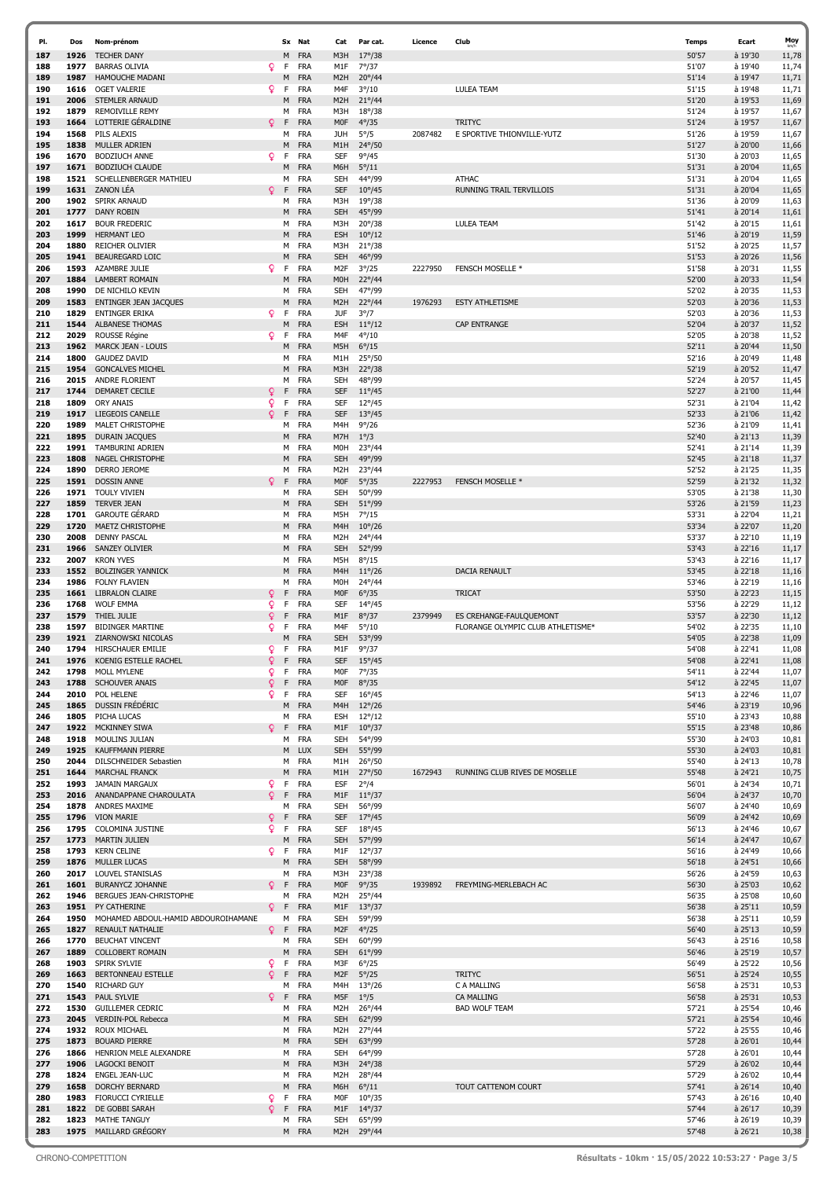| Pl. | Dos | Nom-prénom | Sx | Nat | Cat | Par cat. | Licence | Club | Temps | Ecart | Moy km/h |
|---|---|---|---|---|---|---|---|---|---|---|---|
| 187 | 1926 | TECHER DANY | M | FRA | M3H | 17°/38 | | | 50'57 | à 19'30 | 11,78 |
| 188 | 1977 | BARRAS OLIVIA | F | FRA | M1F | 7°/37 | | | 51'07 | à 19'40 | 11,74 |
| 189 | 1987 | HAMOUCHE MADANI | M | FRA | M2H | 20°/44 | | | 51'14 | à 19'47 | 11,71 |
| 190 | 1616 | OGET VALERIE | F | FRA | M4F | 3°/10 | | LULEA TEAM | 51'15 | à 19'48 | 11,71 |
| 191 | 2006 | STEMLER ARNAUD | M | FRA | M2H | 21°/44 | | | 51'20 | à 19'53 | 11,69 |
| 192 | 1879 | REMOIVILLE REMY | M | FRA | M3H | 18°/38 | | | 51'24 | à 19'57 | 11,67 |
| 193 | 1664 | LOTTERIE GÉRALDINE | F | FRA | M0F | 4°/35 | | TRITYC | 51'24 | à 19'57 | 11,67 |
| 194 | 1568 | PILS ALEXIS | M | FRA | JUH | 5°/5 | 2087482 | E SPORTIVE THIONVILLE-YUTZ | 51'26 | à 19'59 | 11,67 |
| 195 | 1838 | MULLER ADRIEN | M | FRA | M1H | 24°/50 | | | 51'27 | à 20'00 | 11,66 |
| 196 | 1670 | BODZIUCH ANNE | F | FRA | SEF | 9°/45 | | | 51'30 | à 20'03 | 11,65 |
| 197 | 1671 | BODZIUCH CLAUDE | M | FRA | M6H | 5°/11 | | | 51'31 | à 20'04 | 11,65 |
| 198 | 1521 | SCHELLENBERGER MATHIEU | M | FRA | SEH | 44°/99 | | ATHAC | 51'31 | à 20'04 | 11,65 |
| 199 | 1631 | ZANON LÉA | F | FRA | SEF | 10°/45 | | RUNNING TRAIL TERVILLOIS | 51'31 | à 20'04 | 11,65 |
| 200 | 1902 | SPIRK ARNAUD | M | FRA | M3H | 19°/38 | | | 51'36 | à 20'09 | 11,63 |
| 201 | 1777 | DANY ROBIN | M | FRA | SEH | 45°/99 | | | 51'41 | à 20'14 | 11,61 |
| 202 | 1617 | BOUR FREDERIC | M | FRA | M3H | 20°/38 | | LULEA TEAM | 51'42 | à 20'15 | 11,61 |
| 203 | 1999 | HERMANT LEO | M | FRA | ESH | 10°/12 | | | 51'46 | à 20'19 | 11,59 |
| 204 | 1880 | REICHER OLIVIER | M | FRA | M3H | 21°/38 | | | 51'52 | à 20'25 | 11,57 |
| 205 | 1941 | BEAUREGARD LOIC | M | FRA | SEH | 46°/99 | | | 51'53 | à 20'26 | 11,56 |
| 206 | 1593 | AZAMBRE JULIE | F | FRA | M2F | 3°/25 | 2227950 | FENSCH MOSELLE * | 51'58 | à 20'31 | 11,55 |
| 207 | 1884 | LAMBERT ROMAIN | M | FRA | M0H | 22°/44 | | | 52'00 | à 20'33 | 11,54 |
| 208 | 1990 | DE NICHILO KEVIN | M | FRA | SEH | 47°/99 | | | 52'02 | à 20'35 | 11,53 |
| 209 | 1583 | ENTINGER JEAN JACQUES | M | FRA | M2H | 22°/44 | 1976293 | ESTY ATHLETISME | 52'03 | à 20'36 | 11,53 |
| 210 | 1829 | ENTINGER ERIKA | F | FRA | JUF | 3°/7 | | | 52'03 | à 20'36 | 11,53 |
| 211 | 1544 | ALBANESE THOMAS | M | FRA | ESH | 11°/12 | | CAP ENTRANGE | 52'04 | à 20'37 | 11,52 |
| 212 | 2029 | ROUSSE Régine | F | FRA | M4F | 4°/10 | | | 52'05 | à 20'38 | 11,52 |
| 213 | 1962 | MARCK JEAN - LOUIS | M | FRA | M5H | 6°/15 | | | 52'11 | à 20'44 | 11,50 |
| 214 | 1800 | GAUDEZ DAVID | M | FRA | M1H | 25°/50 | | | 52'16 | à 20'49 | 11,48 |
| 215 | 1954 | GONCALVES MICHEL | M | FRA | M3H | 22°/38 | | | 52'19 | à 20'52 | 11,47 |
| 216 | 2015 | ANDRE FLORIENT | M | FRA | SEH | 48°/99 | | | 52'24 | à 20'57 | 11,45 |
| 217 | 1744 | DEMARET CECILE | F | FRA | SEF | 11°/45 | | | 52'27 | à 21'00 | 11,44 |
| 218 | 1809 | ORY ANAIS | F | FRA | SEF | 12°/45 | | | 52'31 | à 21'04 | 11,42 |
| 219 | 1917 | LIEGEOIS CANELLE | F | FRA | SEF | 13°/45 | | | 52'33 | à 21'06 | 11,42 |
| 220 | 1989 | MALET CHRISTOPHE | M | FRA | M4H | 9°/26 | | | 52'36 | à 21'09 | 11,41 |
| 221 | 1895 | DURAIN JACQUES | M | FRA | M7H | 1°/3 | | | 52'40 | à 21'13 | 11,39 |
| 222 | 1991 | TAMBURINI ADRIEN | M | FRA | M0H | 23°/44 | | | 52'41 | à 21'14 | 11,39 |
| 223 | 1808 | NAGEL CHRISTOPHE | M | FRA | SEH | 49°/99 | | | 52'45 | à 21'18 | 11,37 |
| 224 | 1890 | DERRO JEROME | M | FRA | M2H | 23°/44 | | | 52'52 | à 21'25 | 11,35 |
| 225 | 1591 | DOSSIN ANNE | F | FRA | M0F | 5°/35 | 2227953 | FENSCH MOSELLE * | 52'59 | à 21'32 | 11,32 |
| 226 | 1971 | TOULY VIVIEN | M | FRA | SEH | 50°/99 | | | 53'05 | à 21'38 | 11,30 |
| 227 | 1859 | TERVER JEAN | M | FRA | SEH | 51°/99 | | | 53'26 | à 21'59 | 11,23 |
| 228 | 1701 | GAROUTE GÉRARD | M | FRA | M5H | 7°/15 | | | 53'31 | à 22'04 | 11,21 |
| 229 | 1720 | MAETZ CHRISTOPHE | M | FRA | M4H | 10°/26 | | | 53'34 | à 22'07 | 11,20 |
| 230 | 2008 | DENNY PASCAL | M | FRA | M2H | 24°/44 | | | 53'37 | à 22'10 | 11,19 |
| 231 | 1966 | SANZEY OLIVIER | M | FRA | SEH | 52°/99 | | | 53'43 | à 22'16 | 11,17 |
| 232 | 2007 | KRON YVES | M | FRA | M5H | 8°/15 | | | 53'43 | à 22'16 | 11,17 |
| 233 | 1552 | BOLZINGER YANNICK | M | FRA | M4H | 11°/26 | | DACIA RENAULT | 53'45 | à 22'18 | 11,16 |
| 234 | 1986 | FOLNY FLAVIEN | M | FRA | M0H | 24°/44 | | | 53'46 | à 22'19 | 11,16 |
| 235 | 1661 | LIBRALON CLAIRE | F | FRA | M0F | 6°/35 | | TRICAT | 53'50 | à 22'23 | 11,15 |
| 236 | 1768 | WOLF EMMA | F | FRA | SEF | 14°/45 | | | 53'56 | à 22'29 | 11,12 |
| 237 | 1579 | THIEL JULIE | F | FRA | M1F | 8°/37 | 2379949 | ES CREHANGE-FAULQUEMONT | 53'57 | à 22'30 | 11,12 |
| 238 | 1597 | BIDINGER MARTINE | F | FRA | M4F | 5°/10 | | FLORANGE OLYMPIC CLUB ATHLETISME* | 54'02 | à 22'35 | 11,10 |
| 239 | 1921 | ZIARNOWSKI NICOLAS | M | FRA | SEH | 53°/99 | | | 54'05 | à 22'38 | 11,09 |
| 240 | 1794 | HIRSCHAUER EMILIE | F | FRA | M1F | 9°/37 | | | 54'08 | à 22'41 | 11,08 |
| 241 | 1976 | KOENIG ESTELLE RACHEL | F | FRA | SEF | 15°/45 | | | 54'08 | à 22'41 | 11,08 |
| 242 | 1798 | MOLL MYLENE | F | FRA | M0F | 7°/35 | | | 54'11 | à 22'44 | 11,07 |
| 243 | 1788 | SCHOUVER ANAIS | F | FRA | M0F | 8°/35 | | | 54'12 | à 22'45 | 11,07 |
| 244 | 2010 | POL HELENE | F | FRA | SEF | 16°/45 | | | 54'13 | à 22'46 | 11,07 |
| 245 | 1865 | DUSSIN FRÉDÉRIC | M | FRA | M4H | 12°/26 | | | 54'46 | à 23'19 | 10,96 |
| 246 | 1805 | PICHA LUCAS | M | FRA | ESH | 12°/12 | | | 55'10 | à 23'43 | 10,88 |
| 247 | 1922 | MCKINNEY SIWA | F | FRA | M1F | 10°/37 | | | 55'15 | à 23'48 | 10,86 |
| 248 | 1918 | MOULINS JULIAN | M | FRA | SEH | 54°/99 | | | 55'30 | à 24'03 | 10,81 |
| 249 | 1925 | KAUFFMANN PIERRE | M | LUX | SEH | 55°/99 | | | 55'30 | à 24'03 | 10,81 |
| 250 | 2044 | DILSCHNEIDER Sebastien | M | FRA | M1H | 26°/50 | | | 55'40 | à 24'13 | 10,78 |
| 251 | 1644 | MARCHAL FRANCK | M | FRA | M1H | 27°/50 | 1672943 | RUNNING CLUB RIVES DE MOSELLE | 55'48 | à 24'21 | 10,75 |
| 252 | 1993 | JAMAIN MARGAUX | F | FRA | ESF | 2°/4 | | | 56'01 | à 24'34 | 10,71 |
| 253 | 2016 | ANANDAPPANE CHAROULATA | F | FRA | M1F | 11°/37 | | | 56'04 | à 24'37 | 10,70 |
| 254 | 1878 | ANDRES MAXIME | M | FRA | SEH | 56°/99 | | | 56'07 | à 24'40 | 10,69 |
| 255 | 1796 | VION MARIE | F | FRA | SEF | 17°/45 | | | 56'09 | à 24'42 | 10,69 |
| 256 | 1795 | COLOMINA JUSTINE | F | FRA | SEF | 18°/45 | | | 56'13 | à 24'46 | 10,67 |
| 257 | 1773 | MARTIN JULIEN | M | FRA | SEH | 57°/99 | | | 56'14 | à 24'47 | 10,67 |
| 258 | 1793 | KERN CELINE | F | FRA | M1F | 12°/37 | | | 56'16 | à 24'49 | 10,66 |
| 259 | 1876 | MULLER LUCAS | M | FRA | SEH | 58°/99 | | | 56'18 | à 24'51 | 10,66 |
| 260 | 2017 | LOUVEL STANISLAS | M | FRA | M3H | 23°/38 | | | 56'26 | à 24'59 | 10,63 |
| 261 | 1601 | BURANYCZ JOHANNE | F | FRA | M0F | 9°/35 | 1939892 | FREYMING-MERLEBACH AC | 56'30 | à 25'03 | 10,62 |
| 262 | 1946 | BERGUES JEAN-CHRISTOPHE | M | FRA | M2H | 25°/44 | | | 56'35 | à 25'08 | 10,60 |
| 263 | 1951 | PY CATHERINE | F | FRA | M1F | 13°/37 | | | 56'38 | à 25'11 | 10,59 |
| 264 | 1950 | MOHAMED ABDOUL-HAMID ABDOUROIHAMANE | M | FRA | SEH | 59°/99 | | | 56'38 | à 25'11 | 10,59 |
| 265 | 1827 | RENAULT NATHALIE | F | FRA | M2F | 4°/25 | | | 56'40 | à 25'13 | 10,59 |
| 266 | 1770 | BEUCHAT VINCENT | M | FRA | SEH | 60°/99 | | | 56'43 | à 25'16 | 10,58 |
| 267 | 1889 | COLLOBERT ROMAIN | M | FRA | SEH | 61°/99 | | | 56'46 | à 25'19 | 10,57 |
| 268 | 1903 | SPIRK SYLVIE | F | FRA | M3F | 6°/25 | | | 56'49 | à 25'22 | 10,56 |
| 269 | 1663 | BERTONNEAU ESTELLE | F | FRA | M2F | 5°/25 | | TRITYC | 56'51 | à 25'24 | 10,55 |
| 270 | 1540 | RICHARD GUY | M | FRA | M4H | 13°/26 | | C A MALLING | 56'58 | à 25'31 | 10,53 |
| 271 | 1543 | PAUL SYLVIE | F | FRA | M5F | 1°/5 | | CA MALLING | 56'58 | à 25'31 | 10,53 |
| 272 | 1530 | GUILLEMER CEDRIC | M | FRA | M2H | 26°/44 | | BAD WOLF TEAM | 57'21 | à 25'54 | 10,46 |
| 273 | 2045 | VERDIN-POL Rebecca | M | FRA | SEH | 62°/99 | | | 57'21 | à 25'54 | 10,46 |
| 274 | 1932 | ROUX MICHAEL | M | FRA | M2H | 27°/44 | | | 57'22 | à 25'55 | 10,46 |
| 275 | 1873 | BOUARD PIERRE | M | FRA | SEH | 63°/99 | | | 57'28 | à 26'01 | 10,44 |
| 276 | 1866 | HENRION MELE ALEXANDRE | M | FRA | SEH | 64°/99 | | | 57'28 | à 26'01 | 10,44 |
| 277 | 1906 | LAGOCKI BENOIT | M | FRA | M3H | 24°/38 | | | 57'29 | à 26'02 | 10,44 |
| 278 | 1824 | ENGEL JEAN-LUC | M | FRA | M2H | 28°/44 | | | 57'29 | à 26'02 | 10,44 |
| 279 | 1658 | DORCHY BERNARD | M | FRA | M6H | 6°/11 | | TOUT CATTENOM COURT | 57'41 | à 26'14 | 10,40 |
| 280 | 1983 | FIORUCCI CYRIELLE | F | FRA | M0F | 10°/35 | | | 57'43 | à 26'16 | 10,40 |
| 281 | 1822 | DE GOBBI SARAH | F | FRA | M1F | 14°/37 | | | 57'44 | à 26'17 | 10,39 |
| 282 | 1823 | MATHE TANGUY | M | FRA | SEH | 65°/99 | | | 57'46 | à 26'19 | 10,39 |
| 283 | 1975 | MAILLARD GRÉGORY | M | FRA | M2H | 29°/44 | | | 57'48 | à 26'21 | 10,38 |

CHRONO-COMPETITION

Résultats - 10km · 15/05/2022 10:53:27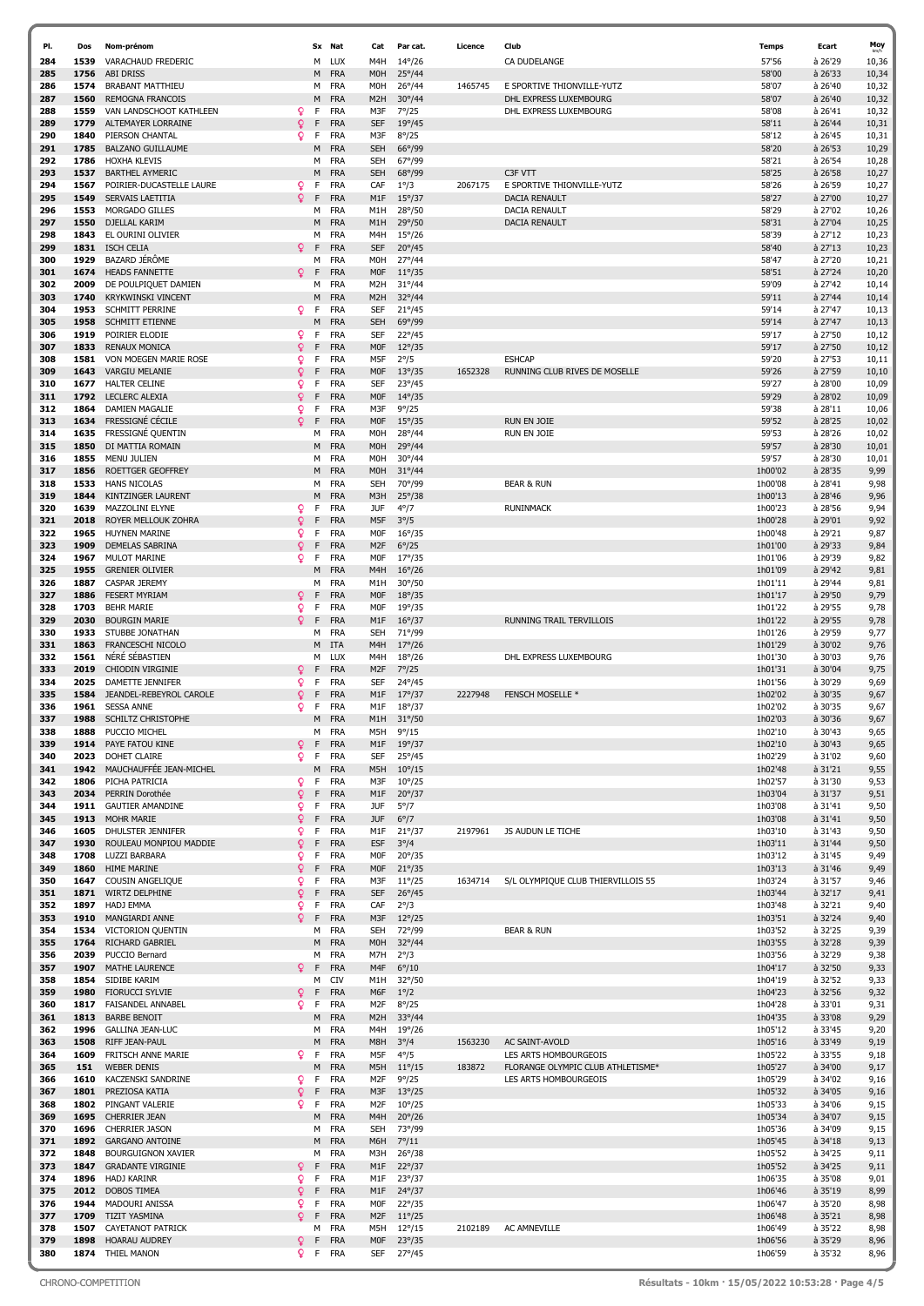| Pl. | Dos | Nom-prénom | Sx | Nat | Cat | Par cat. | Licence | Club | Temps | Ecart | Moy |
|---|---|---|---|---|---|---|---|---|---|---|---|
| 284 | 1539 | VARACHAUD FREDERIC | M | LUX | M4H | 14°/26 | | CA DUDELANGE | 57'56 | à 26'29 | 10,36 |
| 285 | 1756 | ABI DRISS | M | FRA | M0H | 25°/44 | | | 58'00 | à 26'33 | 10,34 |
| 286 | 1574 | BRABANT MATTHIEU | M | FRA | M0H | 26°/44 | 1465745 | E SPORTIVE THIONVILLE-YUTZ | 58'07 | à 26'40 | 10,32 |
| 287 | 1560 | REMOGNA FRANCOIS | M | FRA | M2H | 30°/44 | | DHL EXPRESS LUXEMBOURG | 58'07 | à 26'40 | 10,32 |
| 288 | 1559 | VAN LANDSCHOOT KATHLEEN | F | FRA | M3F | 7°/25 | | DHL EXPRESS LUXEMBOURG | 58'08 | à 26'41 | 10,32 |
| 289 | 1779 | ALTEMAYER LORRAINE | F | FRA | SEF | 19°/45 | | | 58'11 | à 26'44 | 10,31 |
| 290 | 1840 | PIERSON CHANTAL | F | FRA | M3F | 8°/25 | | | 58'12 | à 26'45 | 10,31 |
| 291 | 1785 | BALZANO GUILLAUME | M | FRA | SEH | 66°/99 | | | 58'20 | à 26'53 | 10,29 |
| 292 | 1786 | HOXHA KLEVIS | M | FRA | SEH | 67°/99 | | | 58'21 | à 26'54 | 10,28 |
| 293 | 1537 | BARTHEL AYMERIC | M | FRA | SEH | 68°/99 | | C3F VTT | 58'25 | à 26'58 | 10,27 |
| 294 | 1567 | POIRIER-DUCASTELLE LAURE | F | FRA | CAF | 1°/3 | 2067175 | E SPORTIVE THIONVILLE-YUTZ | 58'26 | à 26'59 | 10,27 |
| 295 | 1549 | SERVAIS LAETITIA | F | FRA | M1F | 15°/37 | | DACIA RENAULT | 58'27 | à 27'00 | 10,27 |
| 296 | 1553 | MORGADO GILLES | M | FRA | M1H | 28°/50 | | DACIA RENAULT | 58'29 | à 27'02 | 10,26 |
| 297 | 1550 | DJELLAL KARIM | M | FRA | M1H | 29°/50 | | DACIA RENAULT | 58'31 | à 27'04 | 10,25 |
| 298 | 1843 | EL OURINI OLIVIER | M | FRA | M4H | 15°/26 | | | 58'39 | à 27'12 | 10,23 |
| 299 | 1831 | ISCH CELIA | F | FRA | SEF | 20°/45 | | | 58'40 | à 27'13 | 10,23 |
| 300 | 1929 | BAZARD JÉRÔME | M | FRA | M0H | 27°/44 | | | 58'47 | à 27'20 | 10,21 |
| 301 | 1674 | HEADS FANNETTE | F | FRA | M0F | 11°/35 | | | 58'51 | à 27'24 | 10,20 |
| 302 | 2009 | DE POULPIQUET DAMIEN | M | FRA | M2H | 31°/44 | | | 59'09 | à 27'42 | 10,14 |
| 303 | 1740 | KRYKWINSKI VINCENT | M | FRA | M2H | 32°/44 | | | 59'11 | à 27'44 | 10,14 |
| 304 | 1953 | SCHMITT PERRINE | F | FRA | SEF | 21°/45 | | | 59'14 | à 27'47 | 10,13 |
| 305 | 1958 | SCHMITT ETIENNE | M | FRA | SEH | 69°/99 | | | 59'14 | à 27'47 | 10,13 |
| 306 | 1919 | POIRIER ELODIE | F | FRA | SEF | 22°/45 | | | 59'17 | à 27'50 | 10,12 |
| 307 | 1833 | RENAUX MONICA | F | FRA | M0F | 12°/35 | | | 59'17 | à 27'50 | 10,12 |
| 308 | 1581 | VON MOEGEN MARIE ROSE | F | FRA | M5F | 2°/5 | | ESHCAP | 59'20 | à 27'53 | 10,11 |
| 309 | 1643 | VARGIU MELANIE | F | FRA | M0F | 13°/35 | 1652328 | RUNNING CLUB RIVES DE MOSELLE | 59'26 | à 27'59 | 10,10 |
| 310 | 1677 | HALTER CELINE | F | FRA | SEF | 23°/45 | | | 59'27 | à 28'00 | 10,09 |
| 311 | 1792 | LECLERC ALEXIA | F | FRA | M0F | 14°/35 | | | 59'29 | à 28'02 | 10,09 |
| 312 | 1864 | DAMIEN MAGALIE | F | FRA | M3F | 9°/25 | | | 59'38 | à 28'11 | 10,06 |
| 313 | 1634 | FRESSIGNÉ CÉCILE | F | FRA | M0F | 15°/35 | | RUN EN JOIE | 59'52 | à 28'25 | 10,02 |
| 314 | 1635 | FRESSIGNÉ QUENTIN | M | FRA | M0H | 28°/44 | | RUN EN JOIE | 59'53 | à 28'26 | 10,02 |
| 315 | 1850 | DI MATTIA ROMAIN | M | FRA | M0H | 29°/44 | | | 59'57 | à 28'30 | 10,01 |
| 316 | 1855 | MENU JULIEN | M | FRA | M0H | 30°/44 | | | 59'57 | à 28'30 | 10,01 |
| 317 | 1856 | ROETTGER GEOFFREY | M | FRA | M0H | 31°/44 | | | 1h00'02 | à 28'35 | 9,99 |
| 318 | 1533 | HANS NICOLAS | M | FRA | SEH | 70°/99 | | BEAR & RUN | 1h00'08 | à 28'41 | 9,98 |
| 319 | 1844 | KINTZINGER LAURENT | M | FRA | M3H | 25°/38 | | | 1h00'13 | à 28'46 | 9,96 |
| 320 | 1639 | MAZZOLINI ELYNE | F | FRA | JUF | 4°/7 | | RUNINMACK | 1h00'23 | à 28'56 | 9,94 |
| 321 | 2018 | ROYER MELLOUK ZOHRA | F | FRA | M5F | 3°/5 | | | 1h00'28 | à 29'01 | 9,92 |
| 322 | 1965 | HUYNEN MARINE | F | FRA | M0F | 16°/35 | | | 1h00'48 | à 29'21 | 9,87 |
| 323 | 1909 | DEMELAS SABRINA | F | FRA | M2F | 6°/25 | | | 1h01'00 | à 29'33 | 9,84 |
| 324 | 1967 | MULOT MARINE | F | FRA | M0F | 17°/35 | | | 1h01'06 | à 29'39 | 9,82 |
| 325 | 1955 | GRENIER OLIVIER | M | FRA | M4H | 16°/26 | | | 1h01'09 | à 29'42 | 9,81 |
| 326 | 1887 | CASPAR JEREMY | M | FRA | M1H | 30°/50 | | | 1h01'11 | à 29'44 | 9,81 |
| 327 | 1886 | FESERT MYRIAM | F | FRA | M0F | 18°/35 | | | 1h01'17 | à 29'50 | 9,79 |
| 328 | 1703 | BEHR MARIE | F | FRA | M0F | 19°/35 | | | 1h01'22 | à 29'55 | 9,78 |
| 329 | 2030 | BOURGIN MARIE | F | FRA | M1F | 16°/37 | | RUNNING TRAIL TERVILLOIS | 1h01'22 | à 29'55 | 9,78 |
| 330 | 1933 | STUBBE JONATHAN | M | FRA | SEH | 71°/99 | | | 1h01'26 | à 29'59 | 9,77 |
| 331 | 1863 | FRANCESCHI NICOLO | M | ITA | M4H | 17°/26 | | | 1h01'29 | à 30'02 | 9,76 |
| 332 | 1561 | NÉRÉ SÉBASTIEN | M | LUX | M4H | 18°/26 | | DHL EXPRESS LUXEMBOURG | 1h01'30 | à 30'03 | 9,76 |
| 333 | 2019 | CHIODIN VIRGINIE | F | FRA | M2F | 7°/25 | | | 1h01'31 | à 30'04 | 9,75 |
| 334 | 2025 | DAMETTE JENNIFER | F | FRA | SEF | 24°/45 | | | 1h01'56 | à 30'29 | 9,69 |
| 335 | 1584 | JEANDEL-REBEYROL CAROLE | F | FRA | M1F | 17°/37 | 2227948 | FENSCH MOSELLE * | 1h02'02 | à 30'35 | 9,67 |
| 336 | 1961 | SESSA ANNE | F | FRA | M1F | 18°/37 | | | 1h02'02 | à 30'35 | 9,67 |
| 337 | 1988 | SCHILTZ CHRISTOPHE | M | FRA | M1H | 31°/50 | | | 1h02'03 | à 30'36 | 9,67 |
| 338 | 1888 | PUCCIO MICHEL | M | FRA | M5H | 9°/15 | | | 1h02'10 | à 30'43 | 9,65 |
| 339 | 1914 | PAYE FATOU KINE | F | FRA | M1F | 19°/37 | | | 1h02'10 | à 30'43 | 9,65 |
| 340 | 2023 | DOHET CLAIRE | F | FRA | SEF | 25°/45 | | | 1h02'29 | à 31'02 | 9,60 |
| 341 | 1942 | MAUCHAUFFÉE JEAN-MICHEL | M | FRA | M5H | 10°/15 | | | 1h02'48 | à 31'21 | 9,55 |
| 342 | 1806 | PICHA PATRICIA | F | FRA | M3F | 10°/25 | | | 1h02'57 | à 31'30 | 9,53 |
| 343 | 2034 | PERRIN Dorothée | F | FRA | M1F | 20°/37 | | | 1h03'04 | à 31'37 | 9,51 |
| 344 | 1911 | GAUTIER AMANDINE | F | FRA | JUF | 5°/7 | | | 1h03'08 | à 31'41 | 9,50 |
| 345 | 1913 | MOHR MARIE | F | FRA | JUF | 6°/7 | | | 1h03'08 | à 31'41 | 9,50 |
| 346 | 1605 | DHULSTER JENNIFER | F | FRA | M1F | 21°/37 | 2197961 | JS AUDUN LE TICHE | 1h03'10 | à 31'43 | 9,50 |
| 347 | 1930 | ROULEAU MONPIOU MADDIE | F | FRA | ESF | 3°/4 | | | 1h03'11 | à 31'44 | 9,50 |
| 348 | 1708 | LUZZI BARBARA | F | FRA | M0F | 20°/35 | | | 1h03'12 | à 31'45 | 9,49 |
| 349 | 1860 | HIME MARINE | F | FRA | M0F | 21°/35 | | | 1h03'13 | à 31'46 | 9,49 |
| 350 | 1647 | COUSIN ANGELIQUE | F | FRA | M3F | 11°/25 | 1634714 | S/L OLYMPIQUE CLUB THIERVILLOIS 55 | 1h03'24 | à 31'57 | 9,46 |
| 351 | 1871 | WIRTZ DELPHINE | F | FRA | SEF | 26°/45 | | | 1h03'44 | à 32'17 | 9,41 |
| 352 | 1897 | HADJ EMMA | F | FRA | CAF | 2°/3 | | | 1h03'48 | à 32'21 | 9,40 |
| 353 | 1910 | MANGIARDI ANNE | F | FRA | M3F | 12°/25 | | | 1h03'51 | à 32'24 | 9,40 |
| 354 | 1534 | VICTORION QUENTIN | M | FRA | SEH | 72°/99 | | BEAR & RUN | 1h03'52 | à 32'25 | 9,39 |
| 355 | 1764 | RICHARD GABRIEL | M | FRA | M0H | 32°/44 | | | 1h03'55 | à 32'28 | 9,39 |
| 356 | 2039 | PUCCIO Bernard | M | FRA | M7H | 2°/3 | | | 1h03'56 | à 32'29 | 9,38 |
| 357 | 1907 | MATHE LAURENCE | F | FRA | M4F | 6°/10 | | | 1h04'17 | à 32'50 | 9,33 |
| 358 | 1854 | SIDIBE KARIM | M | CIV | M1H | 32°/50 | | | 1h04'19 | à 32'52 | 9,33 |
| 359 | 1980 | FIORUCCI SYLVIE | F | FRA | M6F | 1°/2 | | | 1h04'23 | à 32'56 | 9,32 |
| 360 | 1817 | FAISANDEL ANNABEL | F | FRA | M2F | 8°/25 | | | 1h04'28 | à 33'01 | 9,31 |
| 361 | 1813 | BARBE BENOIT | M | FRA | M2H | 33°/44 | | | 1h04'35 | à 33'08 | 9,29 |
| 362 | 1996 | GALLINA JEAN-LUC | M | FRA | M4H | 19°/26 | | | 1h05'12 | à 33'45 | 9,20 |
| 363 | 1508 | RIFF JEAN-PAUL | M | FRA | M8H | 3°/4 | 1563230 | AC SAINT-AVOLD | 1h05'16 | à 33'49 | 9,19 |
| 364 | 1609 | FRITSCH ANNE MARIE | F | FRA | M5F | 4°/5 | | LES ARTS HOMBOURGEOIS | 1h05'22 | à 33'55 | 9,18 |
| 365 | 151 | WEBER DENIS | M | FRA | M5H | 11°/15 | 183872 | FLORANGE OLYMPIC CLUB ATHLETISME* | 1h05'27 | à 34'00 | 9,17 |
| 366 | 1610 | KACZENSKI SANDRINE | F | FRA | M2F | 9°/25 | | LES ARTS HOMBOURGEOIS | 1h05'29 | à 34'02 | 9,16 |
| 367 | 1801 | PREZIOSA KATIA | F | FRA | M3F | 13°/25 | | | 1h05'32 | à 34'05 | 9,16 |
| 368 | 1802 | PINGANT VALERIE | F | FRA | M2F | 10°/25 | | | 1h05'33 | à 34'06 | 9,15 |
| 369 | 1695 | CHERRIER JEAN | M | FRA | M4H | 20°/26 | | | 1h05'34 | à 34'07 | 9,15 |
| 370 | 1696 | CHERRIER JASON | M | FRA | SEH | 73°/99 | | | 1h05'36 | à 34'09 | 9,15 |
| 371 | 1892 | GARGANO ANTOINE | M | FRA | M6H | 7°/11 | | | 1h05'45 | à 34'18 | 9,13 |
| 372 | 1848 | BOURGUIGNON XAVIER | M | FRA | M3H | 26°/38 | | | 1h05'52 | à 34'25 | 9,11 |
| 373 | 1847 | GRADANTE VIRGINIE | F | FRA | M1F | 22°/37 | | | 1h05'52 | à 34'25 | 9,11 |
| 374 | 1896 | HADJ KARINR | F | FRA | M1F | 23°/37 | | | 1h06'35 | à 35'08 | 9,01 |
| 375 | 2012 | DOBOS TIMEA | F | FRA | M1F | 24°/37 | | | 1h06'46 | à 35'19 | 8,99 |
| 376 | 1944 | MADOURI ANISSA | F | FRA | M0F | 22°/35 | | | 1h06'47 | à 35'20 | 8,98 |
| 377 | 1709 | TIZIT YASMINA | F | FRA | M2F | 11°/25 | | | 1h06'48 | à 35'21 | 8,98 |
| 378 | 1507 | CAYETANOT PATRICK | M | FRA | M5H | 12°/15 | 2102189 | AC AMNEVILLE | 1h06'49 | à 35'22 | 8,98 |
| 379 | 1898 | HOARAU AUDREY | F | FRA | M0F | 23°/35 | | | 1h06'56 | à 35'29 | 8,96 |
| 380 | 1874 | THIEL MANON | F | FRA | SEF | 27°/45 | | | 1h06'59 | à 35'32 | 8,96 |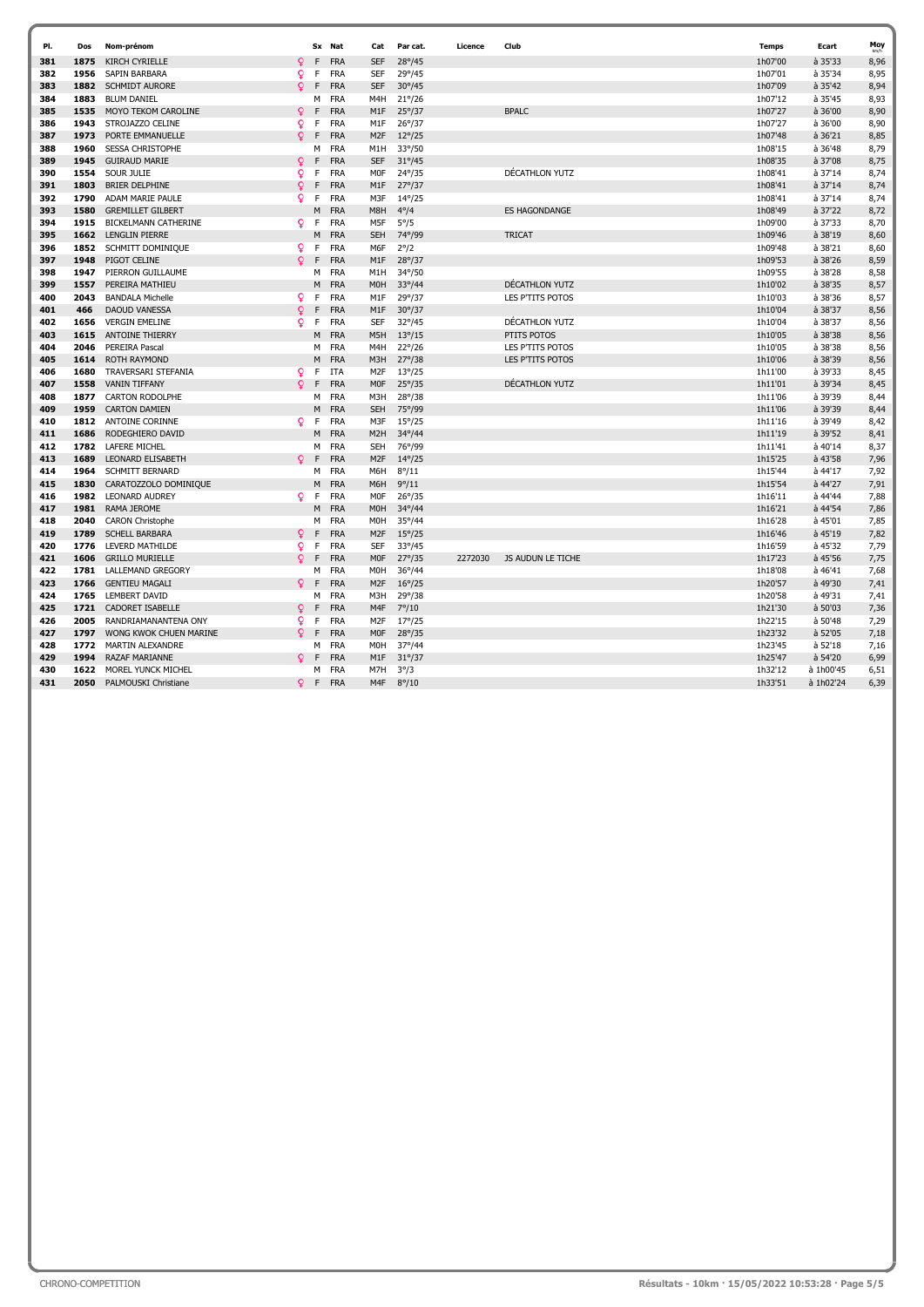| Pl. | Dos | Nom-prénom | | Sx | Nat | Cat | Par cat. | Licence | Club | Temps | Ecart | Moy km/h |
|---|---|---|---|---|---|---|---|---|---|---|---|---|
| 381 | 1875 | KIRCH CYRIELLE | ♀ | F | FRA | SEF | 28°/45 | | | 1h07'00 | à 35'33 | 8,96 |
| 382 | 1956 | SAPIN BARBARA | ♀ | F | FRA | SEF | 29°/45 | | | 1h07'01 | à 35'34 | 8,95 |
| 383 | 1882 | SCHMIDT AURORE | ♀ | F | FRA | SEF | 30°/45 | | | 1h07'09 | à 35'42 | 8,94 |
| 384 | 1883 | BLUM DANIEL | | M | FRA | M4H | 21°/26 | | | 1h07'12 | à 35'45 | 8,93 |
| 385 | 1535 | MOYO TEKOM CAROLINE | ♀ | F | FRA | M1F | 25°/37 | | BPALC | 1h07'27 | à 36'00 | 8,90 |
| 386 | 1943 | STROJAZZO CELINE | ♀ | F | FRA | M1F | 26°/37 | | | 1h07'27 | à 36'00 | 8,90 |
| 387 | 1973 | PORTE EMMANUELLE | ♀ | F | FRA | M2F | 12°/25 | | | 1h07'48 | à 36'21 | 8,85 |
| 388 | 1960 | SESSA CHRISTOPHE | | M | FRA | M1H | 33°/50 | | | 1h08'15 | à 36'48 | 8,79 |
| 389 | 1945 | GUIRAUD MARIE | ♀ | F | FRA | SEF | 31°/45 | | | 1h08'35 | à 37'08 | 8,75 |
| 390 | 1554 | SOUR JULIE | ♀ | F | FRA | M0F | 24°/35 | | DÉCATHLON YUTZ | 1h08'41 | à 37'14 | 8,74 |
| 391 | 1803 | BRIER DELPHINE | ♀ | F | FRA | M1F | 27°/37 | | | 1h08'41 | à 37'14 | 8,74 |
| 392 | 1790 | ADAM MARIE PAULE | ♀ | F | FRA | M3F | 14°/25 | | | 1h08'41 | à 37'14 | 8,74 |
| 393 | 1580 | GREMILLET GILBERT | | M | FRA | M8H | 4°/4 | | ES HAGONDANGE | 1h08'49 | à 37'22 | 8,72 |
| 394 | 1915 | BICKELMANN CATHERINE | ♀ | F | FRA | M5F | 5°/5 | | | 1h09'00 | à 37'33 | 8,70 |
| 395 | 1662 | LENGLIN PIERRE | | M | FRA | SEH | 74°/99 | | TRICAT | 1h09'46 | à 38'19 | 8,60 |
| 396 | 1852 | SCHMITT DOMINIQUE | ♀ | F | FRA | M6F | 2°/2 | | | 1h09'48 | à 38'21 | 8,60 |
| 397 | 1948 | PIGOT CELINE | ♀ | F | FRA | M1F | 28°/37 | | | 1h09'53 | à 38'26 | 8,59 |
| 398 | 1947 | PIERRON GUILLAUME | | M | FRA | M1H | 34°/50 | | | 1h09'55 | à 38'28 | 8,58 |
| 399 | 1557 | PEREIRA MATHIEU | | M | FRA | M0H | 33°/44 | | DÉCATHLON YUTZ | 1h10'02 | à 38'35 | 8,57 |
| 400 | 2043 | BANDALA Michelle | ♀ | F | FRA | M1F | 29°/37 | | LES P'TITS POTOS | 1h10'03 | à 38'36 | 8,57 |
| 401 | 466 | DAOUD VANESSA | ♀ | F | FRA | M1F | 30°/37 | | | 1h10'04 | à 38'37 | 8,56 |
| 402 | 1656 | VERGIN EMELINE | ♀ | F | FRA | SEF | 32°/45 | | DÉCATHLON YUTZ | 1h10'04 | à 38'37 | 8,56 |
| 403 | 1615 | ANTOINE THIERRY | | M | FRA | M5H | 13°/15 | | PTITS POTOS | 1h10'05 | à 38'38 | 8,56 |
| 404 | 2046 | PEREIRA Pascal | | M | FRA | M4H | 22°/26 | | LES P'TITS POTOS | 1h10'05 | à 38'38 | 8,56 |
| 405 | 1614 | ROTH RAYMOND | | M | FRA | M3H | 27°/38 | | LES P'TITS POTOS | 1h10'06 | à 38'39 | 8,56 |
| 406 | 1680 | TRAVERSARI STEFANIA | ♀ | F | ITA | M2F | 13°/25 | | | 1h11'00 | à 39'33 | 8,45 |
| 407 | 1558 | VANIN TIFFANY | ♀ | F | FRA | M0F | 25°/35 | | DÉCATHLON YUTZ | 1h11'01 | à 39'34 | 8,45 |
| 408 | 1877 | CARTON RODOLPHE | | M | FRA | M3H | 28°/38 | | | 1h11'06 | à 39'39 | 8,44 |
| 409 | 1959 | CARTON DAMIEN | | M | FRA | SEH | 75°/99 | | | 1h11'06 | à 39'39 | 8,44 |
| 410 | 1812 | ANTOINE CORINNE | ♀ | F | FRA | M3F | 15°/25 | | | 1h11'16 | à 39'49 | 8,42 |
| 411 | 1686 | RODEGHIERO DAVID | | M | FRA | M2H | 34°/44 | | | 1h11'19 | à 39'52 | 8,41 |
| 412 | 1782 | LAFERE MICHEL | | M | FRA | SEH | 76°/99 | | | 1h11'41 | à 40'14 | 8,37 |
| 413 | 1689 | LEONARD ELISABETH | ♀ | F | FRA | M2F | 14°/25 | | | 1h15'25 | à 43'58 | 7,96 |
| 414 | 1964 | SCHMITT BERNARD | | M | FRA | M6H | 8°/11 | | | 1h15'44 | à 44'17 | 7,92 |
| 415 | 1830 | CARATOZZOLO DOMINIQUE | | M | FRA | M6H | 9°/11 | | | 1h15'54 | à 44'27 | 7,91 |
| 416 | 1982 | LEONARD AUDREY | ♀ | F | FRA | M0F | 26°/35 | | | 1h16'11 | à 44'44 | 7,88 |
| 417 | 1981 | RAMA JEROME | | M | FRA | M0H | 34°/44 | | | 1h16'21 | à 44'54 | 7,86 |
| 418 | 2040 | CARON Christophe | | M | FRA | M0H | 35°/44 | | | 1h16'28 | à 45'01 | 7,85 |
| 419 | 1789 | SCHELL BARBARA | ♀ | F | FRA | M2F | 15°/25 | | | 1h16'46 | à 45'19 | 7,82 |
| 420 | 1776 | LEVERD MATHILDE | ♀ | F | FRA | SEF | 33°/45 | | | 1h16'59 | à 45'32 | 7,79 |
| 421 | 1606 | GRILLO MURIELLE | ♀ | F | FRA | M0F | 27°/35 | 2272030 | JS AUDUN LE TICHE | 1h17'23 | à 45'56 | 7,75 |
| 422 | 1781 | LALLEMAND GREGORY | | M | FRA | M0H | 36°/44 | | | 1h18'08 | à 46'41 | 7,68 |
| 423 | 1766 | GENTIEU MAGALI | ♀ | F | FRA | M2F | 16°/25 | | | 1h20'57 | à 49'30 | 7,41 |
| 424 | 1765 | LEMBERT DAVID | | M | FRA | M3H | 29°/38 | | | 1h20'58 | à 49'31 | 7,41 |
| 425 | 1721 | CADORET ISABELLE | ♀ | F | FRA | M4F | 7°/10 | | | 1h21'30 | à 50'03 | 7,36 |
| 426 | 2005 | RANDRIAMANANTENA ONY | ♀ | F | FRA | M2F | 17°/25 | | | 1h22'15 | à 50'48 | 7,29 |
| 427 | 1797 | WONG KWOK CHUEN MARINE | ♀ | F | FRA | M0F | 28°/35 | | | 1h23'32 | à 52'05 | 7,18 |
| 428 | 1772 | MARTIN ALEXANDRE | | M | FRA | M0H | 37°/44 | | | 1h23'45 | à 52'18 | 7,16 |
| 429 | 1994 | RAZAF MARIANNE | ♀ | F | FRA | M1F | 31°/37 | | | 1h25'47 | à 54'20 | 6,99 |
| 430 | 1622 | MOREL YUNCK MICHEL | | M | FRA | M7H | 3°/3 | | | 1h32'12 | à 1h00'45 | 6,51 |
| 431 | 2050 | PALMOUSKI Christiane | ♀ | F | FRA | M4F | 8°/10 | | | 1h33'51 | à 1h02'24 | 6,39 |

CHRONO-COMPETITION

Résultats - 10km · 15/05/2022 10:53:28